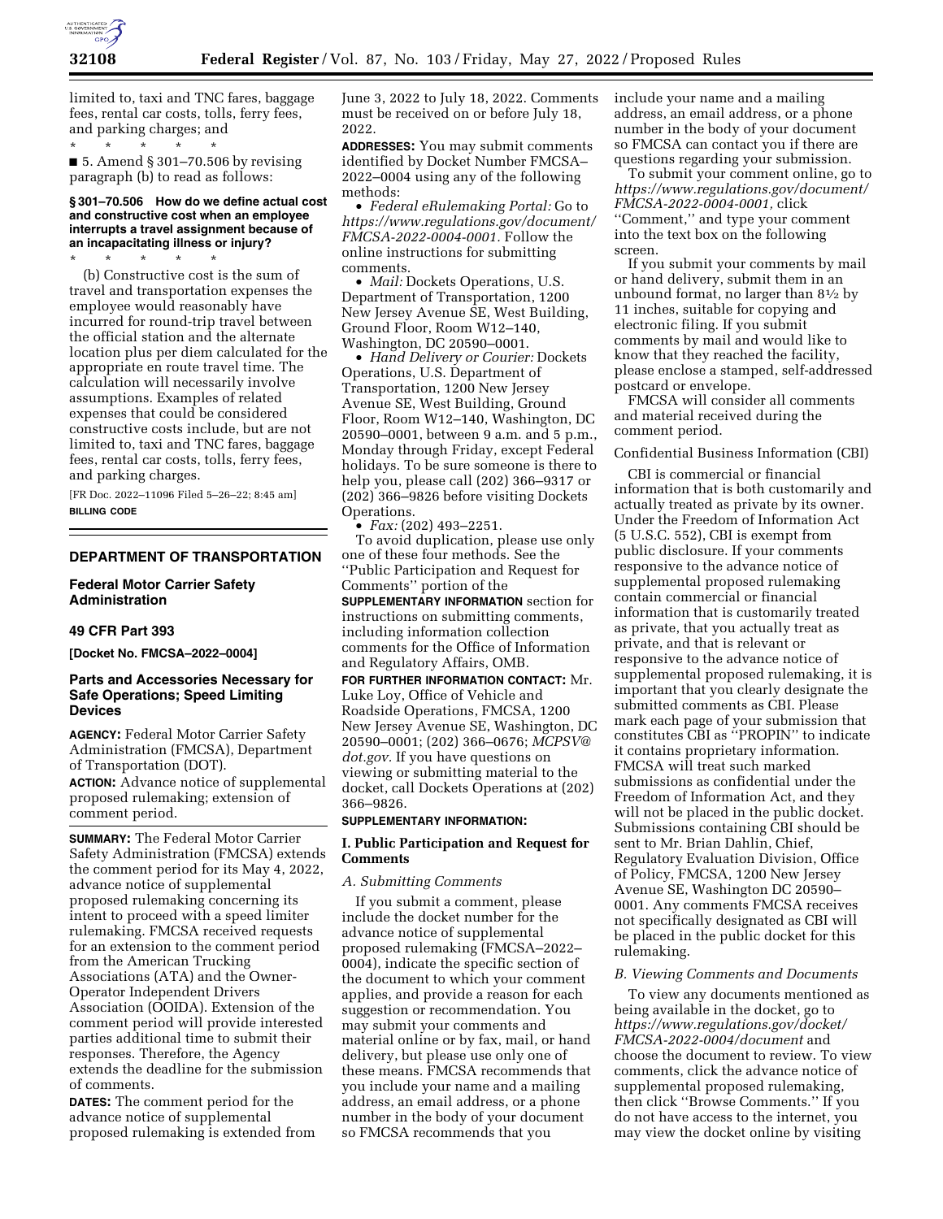limited to, taxi and TNC fares, baggage fees, rental car costs, tolls, ferry fees, and parking charges; and

\* \* \* \* \*

■ 5. Amend § 301–70.506 by revising paragraph (b) to read as follows:

**§ 301–70.506 How do we define actual cost and constructive cost when an employee interrupts a travel assignment because of an incapacitating illness or injury?**

\* \* \* \* \*

(b) Constructive cost is the sum of travel and transportation expenses the employee would reasonably have incurred for round-trip travel between the official station and the alternate location plus per diem calculated for the appropriate en route travel time. The calculation will necessarily involve assumptions. Examples of related expenses that could be considered constructive costs include, but are not limited to, taxi and TNC fares, baggage fees, rental car costs, tolls, ferry fees, and parking charges.

[FR Doc. 2022–11096 Filed 5–26–22; 8:45 am]

**BILLING CODE**

---

## DEPARTMENT OF TRANSPORTATION

### Federal Motor Carrier Safety Administration

### 49 CFR Part 393

**[Docket No. FMCSA–2022–0004]**

### Parts and Accessories Necessary for Safe Operations; Speed Limiting Devices

**AGENCY:** Federal Motor Carrier Safety Administration (FMCSA), Department of Transportation (DOT).

**ACTION:** Advance notice of supplemental proposed rulemaking; extension of comment period.

**SUMMARY:** The Federal Motor Carrier Safety Administration (FMCSA) extends the comment period for its May 4, 2022, advance notice of supplemental proposed rulemaking concerning its intent to proceed with a speed limiter rulemaking. FMCSA received requests for an extension to the comment period from the American Trucking Associations (ATA) and the Owner-Operator Independent Drivers Association (OOIDA). Extension of the comment period will provide interested parties additional time to submit their responses. Therefore, the Agency extends the deadline for the submission of comments.

**DATES:** The comment period for the advance notice of supplemental proposed rulemaking is extended from June 3, 2022 to July 18, 2022. Comments must be received on or before July 18, 2022.

**ADDRESSES:** You may submit comments identified by Docket Number FMCSA–2022–0004 using any of the following methods:

- *Federal eRulemaking Portal:* Go to *https://www.regulations.gov/document/FMCSA-2022-0004-0001.* Follow the online instructions for submitting comments.
- *Mail:* Dockets Operations, U.S. Department of Transportation, 1200 New Jersey Avenue SE, West Building, Ground Floor, Room W12–140, Washington, DC 20590–0001.
- *Hand Delivery or Courier:* Dockets Operations, U.S. Department of Transportation, 1200 New Jersey Avenue SE, West Building, Ground Floor, Room W12–140, Washington, DC 20590–0001, between 9 a.m. and 5 p.m., Monday through Friday, except Federal holidays. To be sure someone is there to help you, please call (202) 366–9317 or (202) 366–9826 before visiting Dockets Operations.
- *Fax:* (202) 493–2251.

To avoid duplication, please use only one of these four methods. See the ''Public Participation and Request for Comments'' portion of the **SUPPLEMENTARY INFORMATION** section for instructions on submitting comments, including information collection comments for the Office of Information and Regulatory Affairs, OMB.

**FOR FURTHER INFORMATION CONTACT:** Mr. Luke Loy, Office of Vehicle and Roadside Operations, FMCSA, 1200 New Jersey Avenue SE, Washington, DC 20590–0001; (202) 366–0676; *MCPSV@dot.gov.* If you have questions on viewing or submitting material to the docket, call Dockets Operations at (202) 366–9826.

**SUPPLEMENTARY INFORMATION:**

## I. Public Participation and Request for Comments

### *A. Submitting Comments*

If you submit a comment, please include the docket number for the advance notice of supplemental proposed rulemaking (FMCSA–2022–0004), indicate the specific section of the document to which your comment applies, and provide a reason for each suggestion or recommendation. You may submit your comments and material online or by fax, mail, or hand delivery, but please use only one of these means. FMCSA recommends that you include your name and a mailing address, an email address, or a phone number in the body of your document so FMCSA recommends that you include your name and a mailing address, an email address, or a phone number in the body of your document so FMCSA can contact you if there are questions regarding your submission.

To submit your comment online, go to *https://www.regulations.gov/document/FMCSA-2022-0004-0001,* click ''Comment,'' and type your comment into the text box on the following screen.

If you submit your comments by mail or hand delivery, submit them in an unbound format, no larger than 8½ by 11 inches, suitable for copying and electronic filing. If you submit comments by mail and would like to know that they reached the facility, please enclose a stamped, self-addressed postcard or envelope.

FMCSA will consider all comments and material received during the comment period.

Confidential Business Information (CBI)

CBI is commercial or financial information that is both customarily and actually treated as private by its owner. Under the Freedom of Information Act (5 U.S.C. 552), CBI is exempt from public disclosure. If your comments responsive to the advance notice of supplemental proposed rulemaking contain commercial or financial information that is customarily treated as private, that you actually treat as private, and that is relevant or responsive to the advance notice of supplemental proposed rulemaking, it is important that you clearly designate the submitted comments as CBI. Please mark each page of your submission that constitutes CBI as ''PROPIN'' to indicate it contains proprietary information. FMCSA will treat such marked submissions as confidential under the Freedom of Information Act, and they will not be placed in the public docket. Submissions containing CBI should be sent to Mr. Brian Dahlin, Chief, Regulatory Evaluation Division, Office of Policy, FMCSA, 1200 New Jersey Avenue SE, Washington DC 20590–0001. Any comments FMCSA receives not specifically designated as CBI will be placed in the public docket for this rulemaking.

### *B. Viewing Comments and Documents*

To view any documents mentioned as being available in the docket, go to *https://www.regulations.gov/docket/FMCSA-2022-0004/document* and choose the document to review. To view comments, click the advance notice of supplemental proposed rulemaking, then click ''Browse Comments.'' If you do not have access to the internet, you may view the docket online by visiting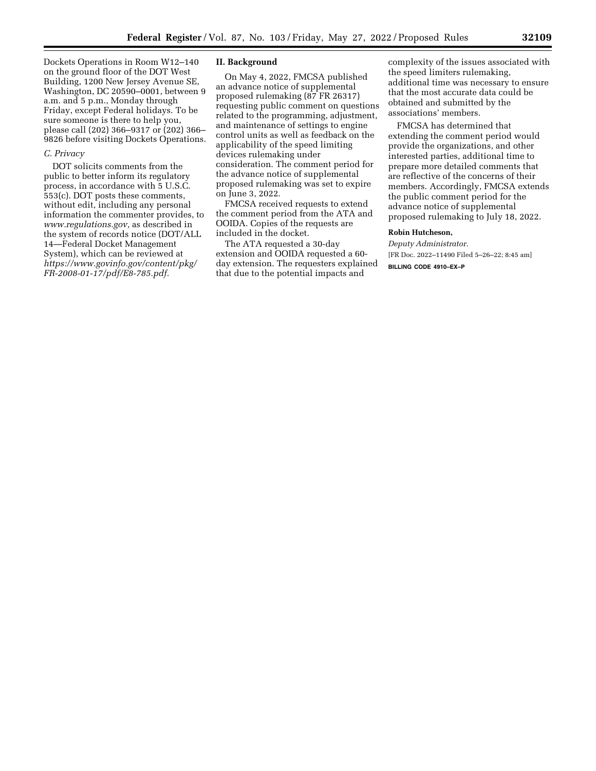Dockets Operations in Room W12–140 on the ground floor of the DOT West Building, 1200 New Jersey Avenue SE, Washington, DC 20590–0001, between 9 a.m. and 5 p.m., Monday through Friday, except Federal holidays. To be sure someone is there to help you, please call (202) 366–9317 or (202) 366–9826 before visiting Dockets Operations.

### *C. Privacy*

DOT solicits comments from the public to better inform its regulatory process, in accordance with 5 U.S.C. 553(c). DOT posts these comments, without edit, including any personal information the commenter provides, to *www.regulations.gov,* as described in the system of records notice (DOT/ALL 14—Federal Docket Management System), which can be reviewed at *https://www.govinfo.gov/content/pkg/FR-2008-01-17/pdf/E8-785.pdf.*

## II. Background

On May 4, 2022, FMCSA published an advance notice of supplemental proposed rulemaking (87 FR 26317) requesting public comment on questions related to the programming, adjustment, and maintenance of settings to engine control units as well as feedback on the applicability of the speed limiting devices rulemaking under consideration. The comment period for the advance notice of supplemental proposed rulemaking was set to expire on June 3, 2022.

FMCSA received requests to extend the comment period from the ATA and OOIDA. Copies of the requests are included in the docket.

The ATA requested a 30-day extension and OOIDA requested a 60-day extension. The requesters explained that due to the potential impacts and complexity of the issues associated with the speed limiters rulemaking, additional time was necessary to ensure that the most accurate data could be obtained and submitted by the associations' members.

FMCSA has determined that extending the comment period would provide the organizations, and other interested parties, additional time to prepare more detailed comments that are reflective of the concerns of their members. Accordingly, FMCSA extends the public comment period for the advance notice of supplemental proposed rulemaking to July 18, 2022.

**Robin Hutcheson,**

*Deputy Administrator.*

[FR Doc. 2022–11490 Filed 5–26–22; 8:45 am]

**BILLING CODE 4910–EX–P**